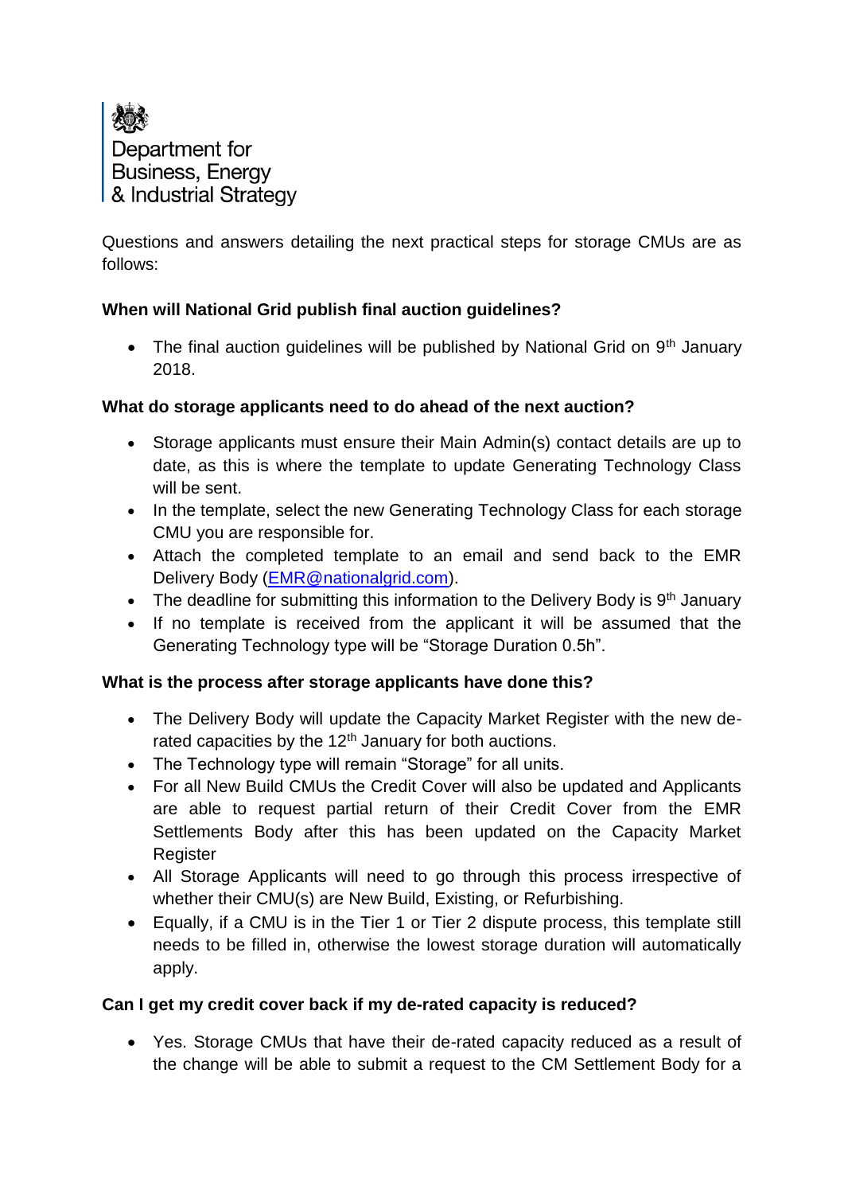Department for Business, Energy & Industrial Strategy

Questions and answers detailing the next practical steps for storage CMUs are as follows:

**When will National Grid publish final auction guidelines?**

- The final auction guidelines will be published by National Grid on 9th January 2018.

**What do storage applicants need to do ahead of the next auction?**

- Storage applicants must ensure their Main Admin(s) contact details are up to date, as this is where the template to update Generating Technology Class will be sent.
- In the template, select the new Generating Technology Class for each storage CMU you are responsible for.
- Attach the completed template to an email and send back to the EMR Delivery Body (EMR@nationalgrid.com).
- The deadline for submitting this information to the Delivery Body is 9th January
- If no template is received from the applicant it will be assumed that the Generating Technology type will be "Storage Duration 0.5h".

**What is the process after storage applicants have done this?**

- The Delivery Body will update the Capacity Market Register with the new de-rated capacities by the 12th January for both auctions.
- The Technology type will remain "Storage" for all units.
- For all New Build CMUs the Credit Cover will also be updated and Applicants are able to request partial return of their Credit Cover from the EMR Settlements Body after this has been updated on the Capacity Market Register
- All Storage Applicants will need to go through this process irrespective of whether their CMU(s) are New Build, Existing, or Refurbishing.
- Equally, if a CMU is in the Tier 1 or Tier 2 dispute process, this template still needs to be filled in, otherwise the lowest storage duration will automatically apply.

**Can I get my credit cover back if my de-rated capacity is reduced?**

- Yes. Storage CMUs that have their de-rated capacity reduced as a result of the change will be able to submit a request to the CM Settlement Body for a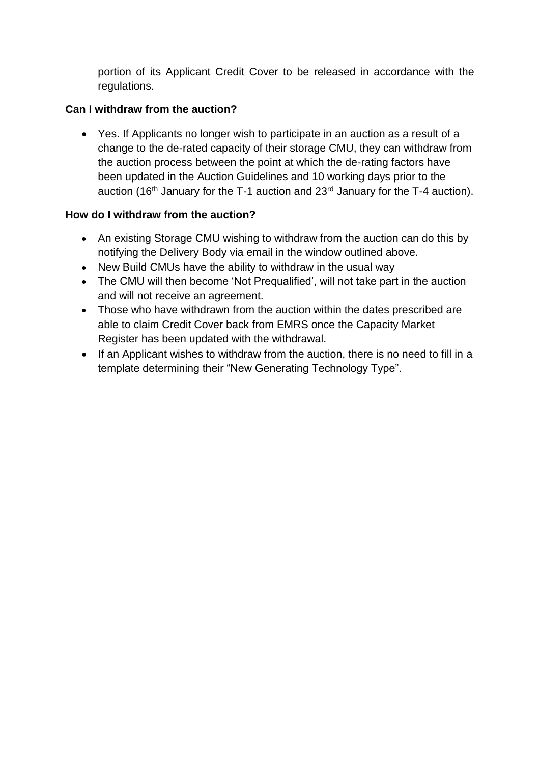portion of its Applicant Credit Cover to be released in accordance with the regulations.

**Can I withdraw from the auction?**

- Yes. If Applicants no longer wish to participate in an auction as a result of a change to the de-rated capacity of their storage CMU, they can withdraw from the auction process between the point at which the de-rating factors have been updated in the Auction Guidelines and 10 working days prior to the auction (16th January for the T-1 auction and 23rd January for the T-4 auction).

**How do I withdraw from the auction?**

- An existing Storage CMU wishing to withdraw from the auction can do this by notifying the Delivery Body via email in the window outlined above.
- New Build CMUs have the ability to withdraw in the usual way
- The CMU will then become 'Not Prequalified', will not take part in the auction and will not receive an agreement.
- Those who have withdrawn from the auction within the dates prescribed are able to claim Credit Cover back from EMRS once the Capacity Market Register has been updated with the withdrawal.
- If an Applicant wishes to withdraw from the auction, there is no need to fill in a template determining their "New Generating Technology Type".